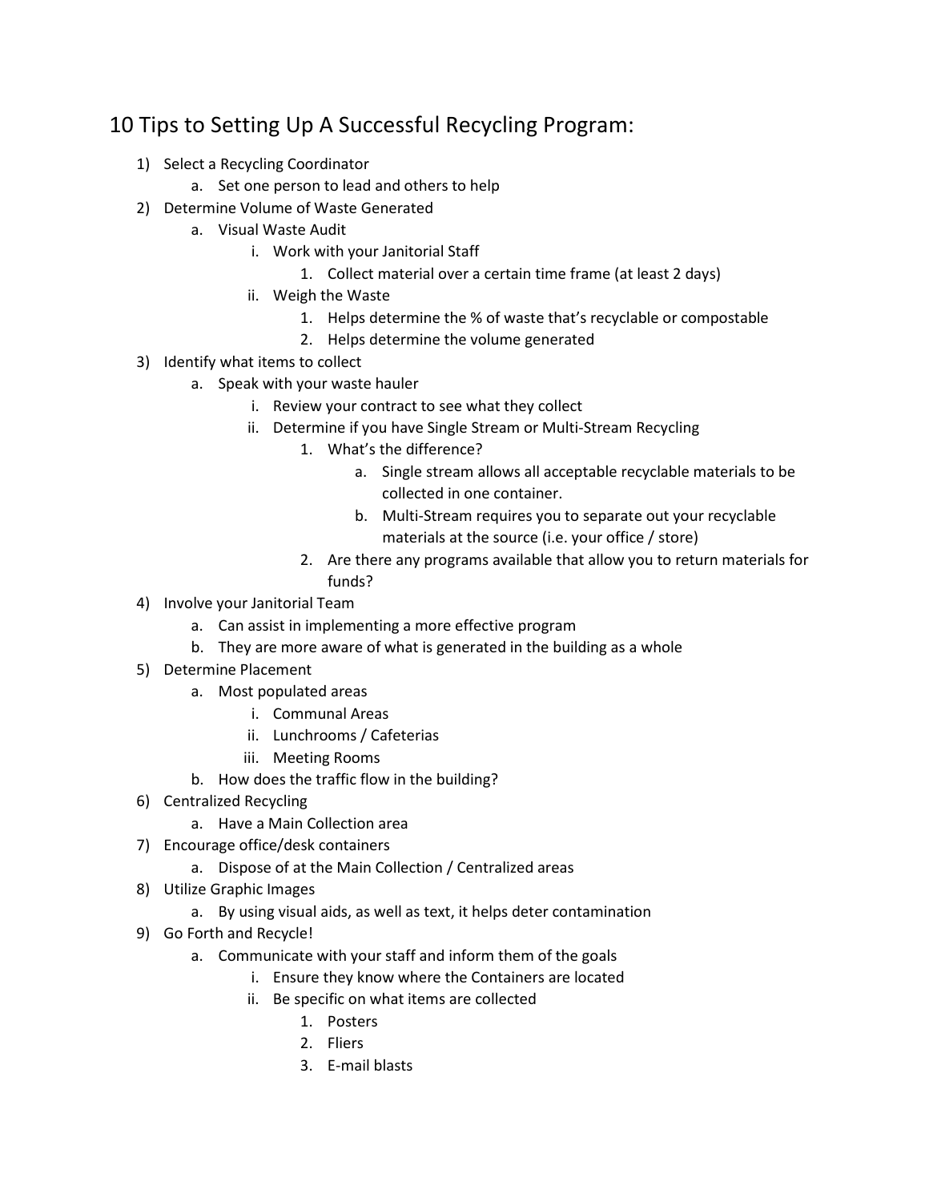# 10 Tips to Setting Up A Successful Recycling Program:

1) Select a Recycling Coordinator
    a. Set one person to lead and others to help
2) Determine Volume of Waste Generated
    a. Visual Waste Audit
        i. Work with your Janitorial Staff
            1. Collect material over a certain time frame (at least 2 days)
        ii. Weigh the Waste
            1. Helps determine the % of waste that's recyclable or compostable
            2. Helps determine the volume generated
3) Identify what items to collect
    a. Speak with your waste hauler
        i. Review your contract to see what they collect
        ii. Determine if you have Single Stream or Multi-Stream Recycling
            1. What's the difference?
                a. Single stream allows all acceptable recyclable materials to be collected in one container.
                b. Multi-Stream requires you to separate out your recyclable materials at the source (i.e. your office / store)
            2. Are there any programs available that allow you to return materials for funds?
4) Involve your Janitorial Team
    a. Can assist in implementing a more effective program
    b. They are more aware of what is generated in the building as a whole
5) Determine Placement
    a. Most populated areas
        i. Communal Areas
        ii. Lunchrooms / Cafeterias
        iii. Meeting Rooms
    b. How does the traffic flow in the building?
6) Centralized Recycling
    a. Have a Main Collection area
7) Encourage office/desk containers
    a. Dispose of at the Main Collection / Centralized areas
8) Utilize Graphic Images
    a. By using visual aids, as well as text, it helps deter contamination
9) Go Forth and Recycle!
    a. Communicate with your staff and inform them of the goals
        i. Ensure they know where the Containers are located
        ii. Be specific on what items are collected
            1. Posters
            2. Fliers
            3. E-mail blasts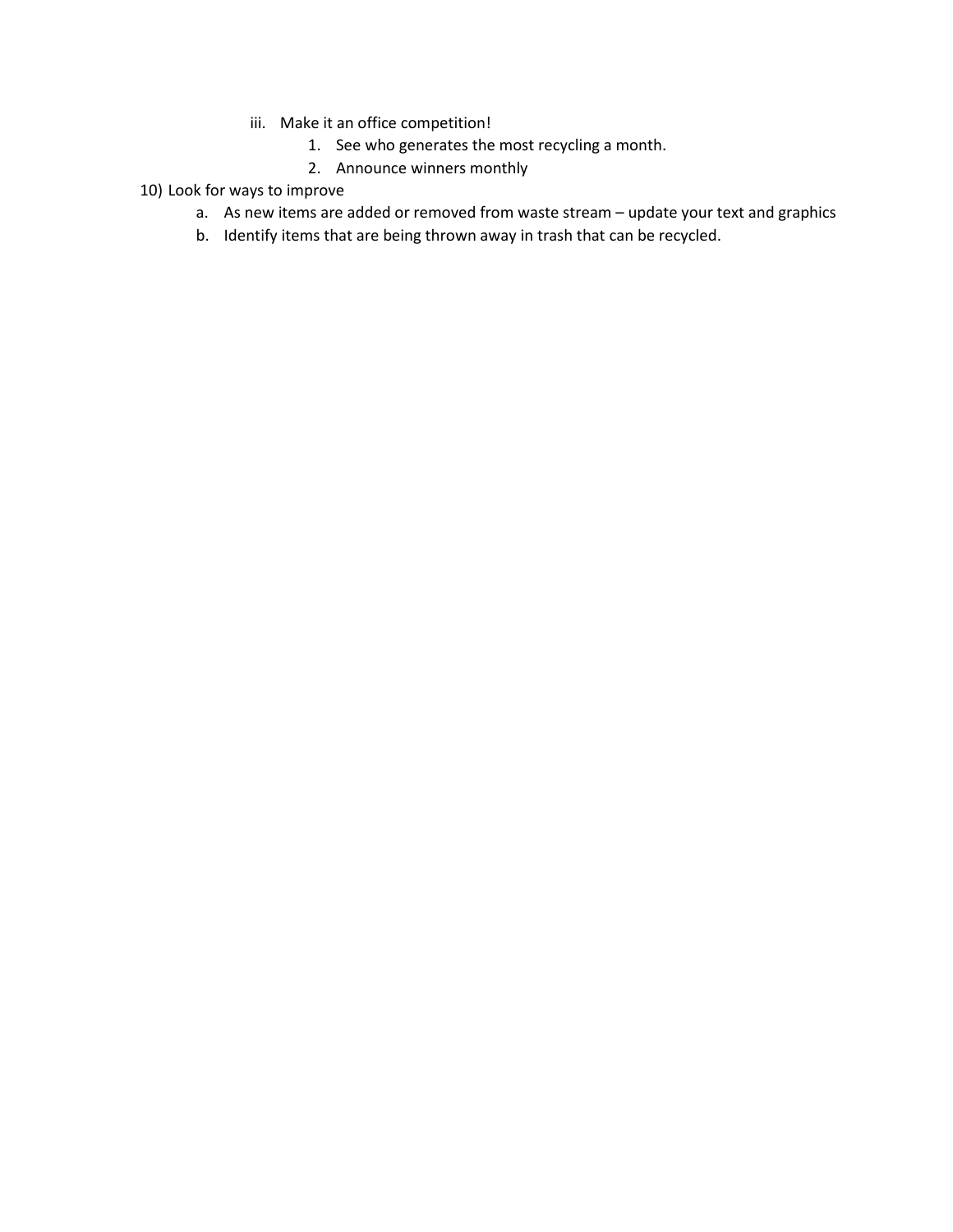iii. Make it an office competition!
            1. See who generates the most recycling a month.
            2. Announce winners monthly

10) Look for ways to improve
    a. As new items are added or removed from waste stream – update your text and graphics
    b. Identify items that are being thrown away in trash that can be recycled.